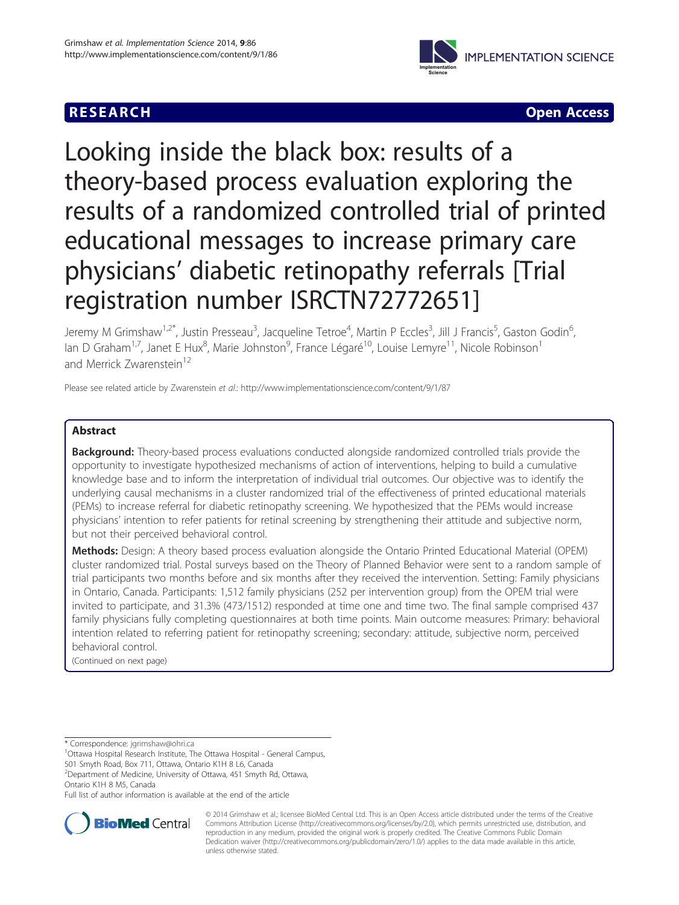RESEARCH **Open Access**

# Looking inside the black box: results of a theory-based process evaluation exploring the results of a randomized controlled trial of printed educational messages to increase primary care physicians' diabetic retinopathy referrals [Trial registration number ISRCTN72772651]

Jeremy M Grimshaw[1,2*], Justin Presseau[3], Jacqueline Tetroe[4], Martin P Eccles[3], Jill J Francis[5], Gaston Godin[6], Ian D Graham[1,7], Janet E Hux[8], Marie Johnston[9], France Légaré[10], Louise Lemyre[11], Nicole Robinson[1] and Merrick Zwarenstein[12]

Please see related article by Zwarenstein et al.: http://www.implementationscience.com/content/9/1/87

## Abstract

**Background:** Theory-based process evaluations conducted alongside randomized controlled trials provide the opportunity to investigate hypothesized mechanisms of action of interventions, helping to build a cumulative knowledge base and to inform the interpretation of individual trial outcomes. Our objective was to identify the underlying causal mechanisms in a cluster randomized trial of the effectiveness of printed educational materials (PEMs) to increase referral for diabetic retinopathy screening. We hypothesized that the PEMs would increase physicians' intention to refer patients for retinal screening by strengthening their attitude and subjective norm, but not their perceived behavioral control.

**Methods:** Design: A theory based process evaluation alongside the Ontario Printed Educational Material (OPEM) cluster randomized trial. Postal surveys based on the Theory of Planned Behavior were sent to a random sample of trial participants two months before and six months after they received the intervention. Setting: Family physicians in Ontario, Canada. Participants: 1,512 family physicians (252 per intervention group) from the OPEM trial were invited to participate, and 31.3% (473/1512) responded at time one and time two. The final sample comprised 437 family physicians fully completing questionnaires at both time points. Main outcome measures: Primary: behavioral intention related to referring patient for retinopathy screening; secondary: attitude, subjective norm, perceived behavioral control.

(Continued on next page)

\* Correspondence: jgrimshaw@ohri.ca
[1]Ottawa Hospital Research Institute, The Ottawa Hospital - General Campus, 501 Smyth Road, Box 711, Ottawa, Ontario K1H 8 L6, Canada
[2]Department of Medicine, University of Ottawa, 451 Smyth Rd, Ottawa, Ontario K1H 8 M5, Canada
Full list of author information is available at the end of the article

© 2014 Grimshaw et al.; licensee BioMed Central Ltd. This is an Open Access article distributed under the terms of the Creative Commons Attribution License (http://creativecommons.org/licenses/by/2.0), which permits unrestricted use, distribution, and reproduction in any medium, provided the original work is properly credited. The Creative Commons Public Domain Dedication waiver (http://creativecommons.org/publicdomain/zero/1.0/) applies to the data made available in this article, unless otherwise stated.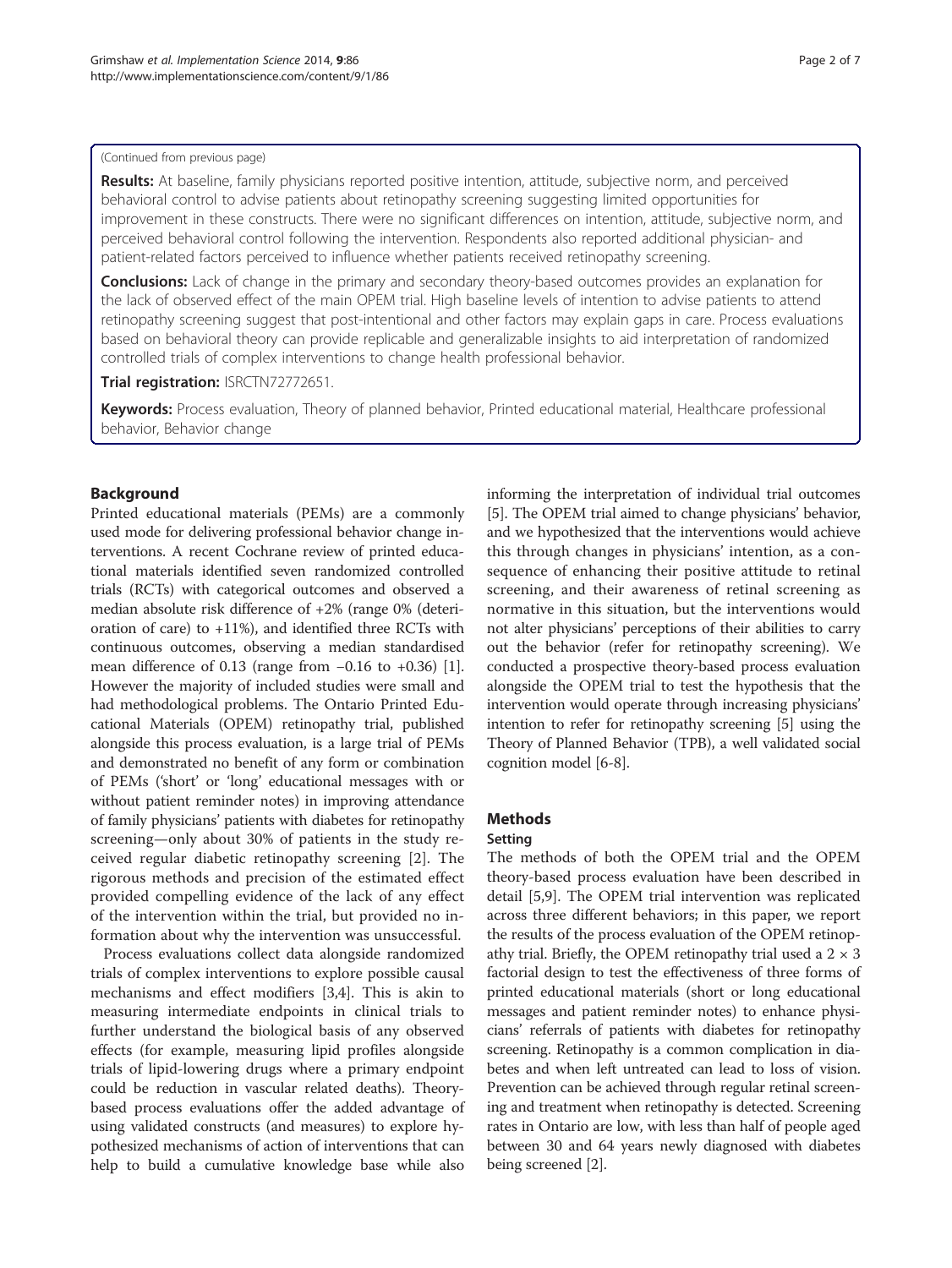(Continued from previous page)

**Results:** At baseline, family physicians reported positive intention, attitude, subjective norm, and perceived behavioral control to advise patients about retinopathy screening suggesting limited opportunities for improvement in these constructs. There were no significant differences on intention, attitude, subjective norm, and perceived behavioral control following the intervention. Respondents also reported additional physician- and patient-related factors perceived to influence whether patients received retinopathy screening.

**Conclusions:** Lack of change in the primary and secondary theory-based outcomes provides an explanation for the lack of observed effect of the main OPEM trial. High baseline levels of intention to advise patients to attend retinopathy screening suggest that post-intentional and other factors may explain gaps in care. Process evaluations based on behavioral theory can provide replicable and generalizable insights to aid interpretation of randomized controlled trials of complex interventions to change health professional behavior.

**Trial registration:** ISRCTN72772651.

**Keywords:** Process evaluation, Theory of planned behavior, Printed educational material, Healthcare professional behavior, Behavior change

## Background

Printed educational materials (PEMs) are a commonly used mode for delivering professional behavior change interventions. A recent Cochrane review of printed educational materials identified seven randomized controlled trials (RCTs) with categorical outcomes and observed a median absolute risk difference of +2% (range 0% (deterioration of care) to +11%), and identified three RCTs with continuous outcomes, observing a median standardised mean difference of 0.13 (range from −0.16 to +0.36) [1]. However the majority of included studies were small and had methodological problems. The Ontario Printed Educational Materials (OPEM) retinopathy trial, published alongside this process evaluation, is a large trial of PEMs and demonstrated no benefit of any form or combination of PEMs ('short' or 'long' educational messages with or without patient reminder notes) in improving attendance of family physicians' patients with diabetes for retinopathy screening—only about 30% of patients in the study received regular diabetic retinopathy screening [2]. The rigorous methods and precision of the estimated effect provided compelling evidence of the lack of any effect of the intervention within the trial, but provided no information about why the intervention was unsuccessful.

Process evaluations collect data alongside randomized trials of complex interventions to explore possible causal mechanisms and effect modifiers [3,4]. This is akin to measuring intermediate endpoints in clinical trials to further understand the biological basis of any observed effects (for example, measuring lipid profiles alongside trials of lipid-lowering drugs where a primary endpoint could be reduction in vascular related deaths). Theory-based process evaluations offer the added advantage of using validated constructs (and measures) to explore hypothesized mechanisms of action of interventions that can help to build a cumulative knowledge base while also informing the interpretation of individual trial outcomes [5]. The OPEM trial aimed to change physicians' behavior, and we hypothesized that the interventions would achieve this through changes in physicians' intention, as a consequence of enhancing their positive attitude to retinal screening, and their awareness of retinal screening as normative in this situation, but the interventions would not alter physicians' perceptions of their abilities to carry out the behavior (refer for retinopathy screening). We conducted a prospective theory-based process evaluation alongside the OPEM trial to test the hypothesis that the intervention would operate through increasing physicians' intention to refer for retinopathy screening [5] using the Theory of Planned Behavior (TPB), a well validated social cognition model [6-8].

## Methods

### Setting

The methods of both the OPEM trial and the OPEM theory-based process evaluation have been described in detail [5,9]. The OPEM trial intervention was replicated across three different behaviors; in this paper, we report the results of the process evaluation of the OPEM retinopathy trial. Briefly, the OPEM retinopathy trial used a 2 × 3 factorial design to test the effectiveness of three forms of printed educational materials (short or long educational messages and patient reminder notes) to enhance physicians' referrals of patients with diabetes for retinopathy screening. Retinopathy is a common complication in diabetes and when left untreated can lead to loss of vision. Prevention can be achieved through regular retinal screening and treatment when retinopathy is detected. Screening rates in Ontario are low, with less than half of people aged between 30 and 64 years newly diagnosed with diabetes being screened [2].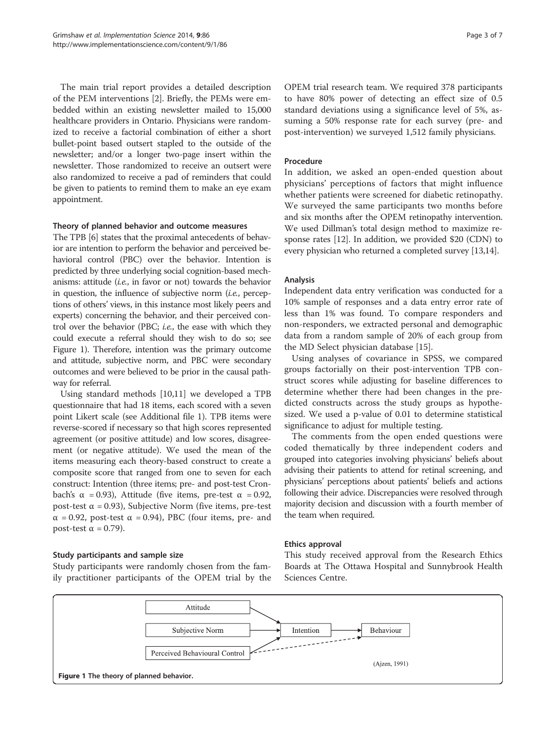The main trial report provides a detailed description of the PEM interventions [2]. Briefly, the PEMs were embedded within an existing newsletter mailed to 15,000 healthcare providers in Ontario. Physicians were randomized to receive a factorial combination of either a short bullet-point based outsert stapled to the outside of the newsletter; and/or a longer two-page insert within the newsletter. Those randomized to receive an outsert were also randomized to receive a pad of reminders that could be given to patients to remind them to make an eye exam appointment.

#### Theory of planned behavior and outcome measures

The TPB [6] states that the proximal antecedents of behavior are intention to perform the behavior and perceived behavioral control (PBC) over the behavior. Intention is predicted by three underlying social cognition-based mechanisms: attitude (*i.e.*, in favor or not) towards the behavior in question, the influence of subjective norm (*i.e.*, perceptions of others' views, in this instance most likely peers and experts) concerning the behavior, and their perceived control over the behavior (PBC; *i.e.*, the ease with which they could execute a referral should they wish to do so; see Figure 1). Therefore, intention was the primary outcome and attitude, subjective norm, and PBC were secondary outcomes and were believed to be prior in the causal pathway for referral.

Using standard methods [10,11] we developed a TPB questionnaire that had 18 items, each scored with a seven point Likert scale (see Additional file 1). TPB items were reverse-scored if necessary so that high scores represented agreement (or positive attitude) and low scores, disagreement (or negative attitude). We used the mean of the items measuring each theory-based construct to create a composite score that ranged from one to seven for each construct: Intention (three items; pre- and post-test Cronbach's $\alpha = 0.93$), Attitude (five items, pre-test $\alpha = 0.92$, post-test $\alpha = 0.93$), Subjective Norm (five items, pre-test $\alpha = 0.92$, post-test $\alpha = 0.94$), PBC (four items, pre- and post-test $\alpha = 0.79$).

#### Study participants and sample size

Study participants were randomly chosen from the family practitioner participants of the OPEM trial by the OPEM trial research team. We required 378 participants to have 80% power of detecting an effect size of 0.5 standard deviations using a significance level of 5%, assuming a 50% response rate for each survey (pre- and post-intervention) we surveyed 1,512 family physicians.

#### Procedure

In addition, we asked an open-ended question about physicians' perceptions of factors that might influence whether patients were screened for diabetic retinopathy. We surveyed the same participants two months before and six months after the OPEM retinopathy intervention. We used Dillman's total design method to maximize response rates [12]. In addition, we provided $20 (CDN) to every physician who returned a completed survey [13,14].

#### Analysis

Independent data entry verification was conducted for a 10% sample of responses and a data entry error rate of less than 1% was found. To compare responders and non-responders, we extracted personal and demographic data from a random sample of 20% of each group from the MD Select physician database [15].

Using analyses of covariance in SPSS, we compared groups factorially on their post-intervention TPB construct scores while adjusting for baseline differences to determine whether there had been changes in the predicted constructs across the study groups as hypothesized. We used a p-value of 0.01 to determine statistical significance to adjust for multiple testing.

The comments from the open ended questions were coded thematically by three independent coders and grouped into categories involving physicians' beliefs about advising their patients to attend for retinal screening, and physicians' perceptions about patients' beliefs and actions following their advice. Discrepancies were resolved through majority decision and discussion with a fourth member of the team when required.

#### Ethics approval

This study received approval from the Research Ethics Boards at The Ottawa Hospital and Sunnybrook Health Sciences Centre.

Attitude → Intention; Subjective Norm → Intention; Perceived Behavioural Control → Intention; Intention → Behaviour; Perceived Behavioural Control - - → Behaviour (Ajzen, 1991)

**Figure 1** The theory of planned behavior.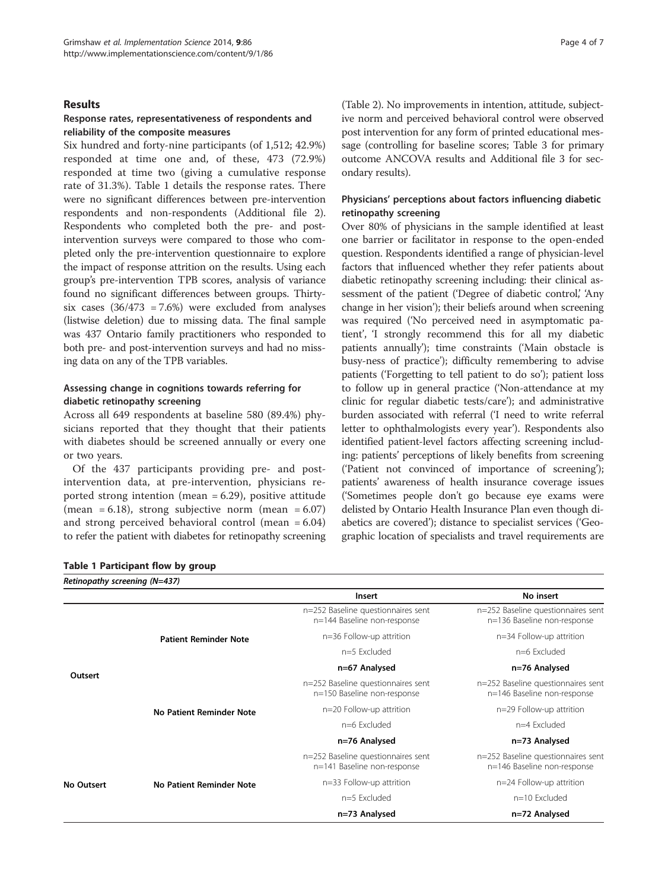## Results

### Response rates, representativeness of respondents and reliability of the composite measures

Six hundred and forty-nine participants (of 1,512; 42.9%) responded at time one and, of these, 473 (72.9%) responded at time two (giving a cumulative response rate of 31.3%). Table 1 details the response rates. There were no significant differences between pre-intervention respondents and non-respondents (Additional file 2). Respondents who completed both the pre- and post-intervention surveys were compared to those who completed only the pre-intervention questionnaire to explore the impact of response attrition on the results. Using each group's pre-intervention TPB scores, analysis of variance found no significant differences between groups. Thirty-six cases (36/473 = 7.6%) were excluded from analyses (listwise deletion) due to missing data. The final sample was 437 Ontario family practitioners who responded to both pre- and post-intervention surveys and had no missing data on any of the TPB variables.

### Assessing change in cognitions towards referring for diabetic retinopathy screening

Across all 649 respondents at baseline 580 (89.4%) physicians reported that they thought that their patients with diabetes should be screened annually or every one or two years.

Of the 437 participants providing pre- and post-intervention data, at pre-intervention, physicians reported strong intention (mean = 6.29), positive attitude (mean = 6.18), strong subjective norm (mean = 6.07) and strong perceived behavioral control (mean = 6.04) to refer the patient with diabetes for retinopathy screening (Table 2). No improvements in intention, attitude, subjective norm and perceived behavioral control were observed post intervention for any form of printed educational message (controlling for baseline scores; Table 3 for primary outcome ANCOVA results and Additional file 3 for secondary results).

### Physicians' perceptions about factors influencing diabetic retinopathy screening

Over 80% of physicians in the sample identified at least one barrier or facilitator in response to the open-ended question. Respondents identified a range of physician-level factors that influenced whether they refer patients about diabetic retinopathy screening including: their clinical assessment of the patient ('Degree of diabetic control,' 'Any change in her vision'); their beliefs around when screening was required ('No perceived need in asymptomatic patient', 'I strongly recommend this for all my diabetic patients annually'); time constraints ('Main obstacle is busy-ness of practice'); difficulty remembering to advise patients ('Forgetting to tell patient to do so'); patient loss to follow up in general practice ('Non-attendance at my clinic for regular diabetic tests/care'); and administrative burden associated with referral ('I need to write referral letter to ophthalmologists every year'). Respondents also identified patient-level factors affecting screening including: patients' perceptions of likely benefits from screening ('Patient not convinced of importance of screening'); patients' awareness of health insurance coverage issues ('Sometimes people don't go because eye exams were delisted by Ontario Health Insurance Plan even though diabetics are covered'); distance to specialist services ('Geographic location of specialists and travel requirements are

**Table 1 Participant flow by group**

| *Retinopathy screening (N=437)* | | Insert | No insert |
|---|---|---|---|
| Outsert | Patient Reminder Note | n=252 Baseline questionnaires sent<br>n=144 Baseline non-response | n=252 Baseline questionnaires sent<br>n=136 Baseline non-response |
| | | n=36 Follow-up attrition | n=34 Follow-up attrition |
| | | n=5 Excluded | n=6 Excluded |
| | | **n=67 Analysed** | **n=76 Analysed** |
| | No Patient Reminder Note | n=252 Baseline questionnaires sent<br>n=150 Baseline non-response | n=252 Baseline questionnaires sent<br>n=146 Baseline non-response |
| | | n=20 Follow-up attrition | n=29 Follow-up attrition |
| | | n=6 Excluded | n=4 Excluded |
| | | **n=76 Analysed** | **n=73 Analysed** |
| No Outsert | No Patient Reminder Note | n=252 Baseline questionnaires sent<br>n=141 Baseline non-response | n=252 Baseline questionnaires sent<br>n=146 Baseline non-response |
| | | n=33 Follow-up attrition | n=24 Follow-up attrition |
| | | n=5 Excluded | n=10 Excluded |
| | | **n=73 Analysed** | **n=72 Analysed** |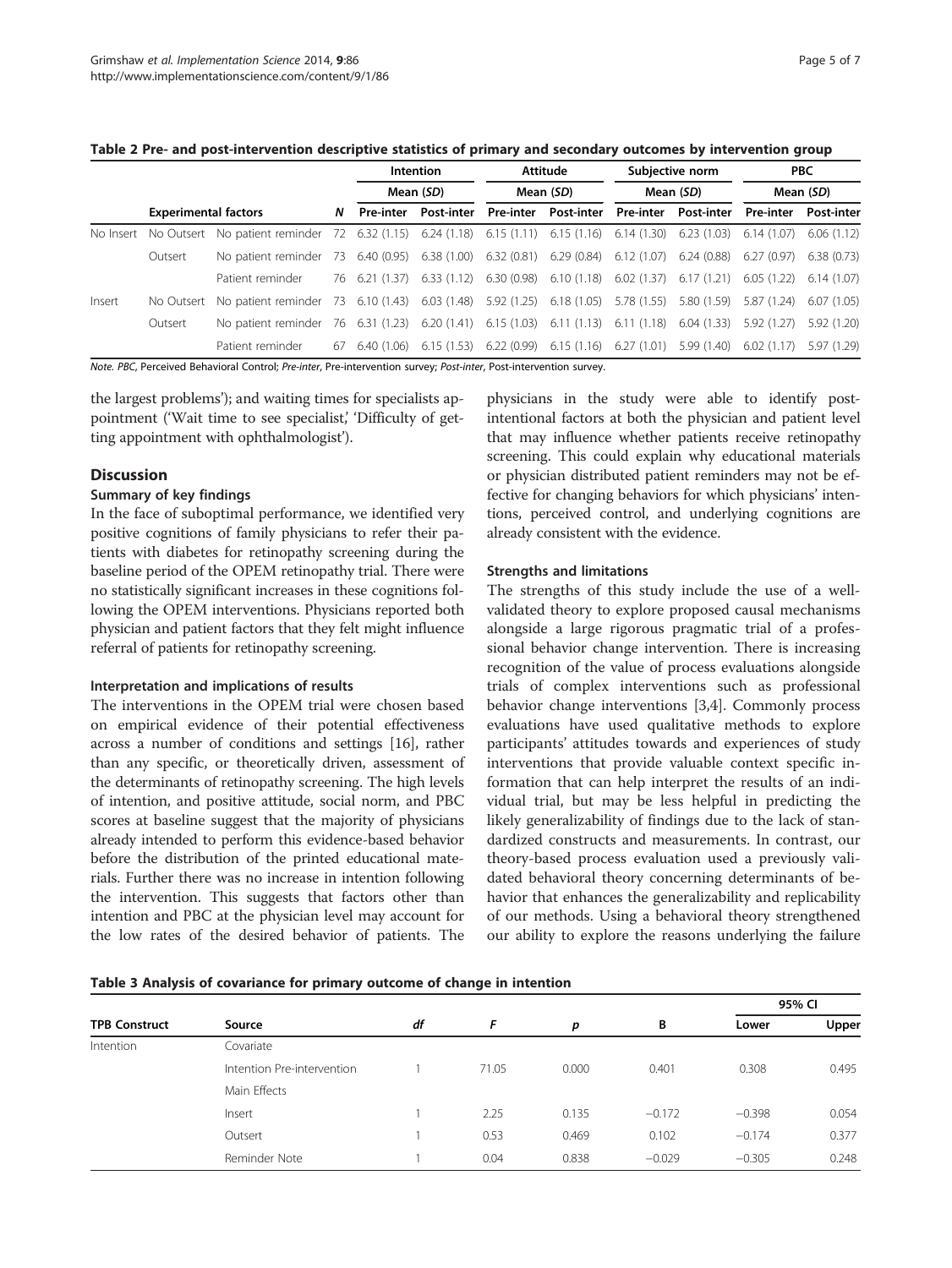**Table 2 Pre- and post-intervention descriptive statistics of primary and secondary outcomes by intervention group**

| Experimental factors | | | N | Intention Mean (SD) | | Attitude Mean (SD) | | Subjective norm Mean (SD) | | PBC Mean (SD) | |
|---|---|---|---|---|---|---|---|---|---|---|---|
| | | | | Pre-inter | Post-inter | Pre-inter | Post-inter | Pre-inter | Post-inter | Pre-inter | Post-inter |
| No Insert | No Outsert | No patient reminder | 72 | 6.32 (1.15) | 6.24 (1.18) | 6.15 (1.11) | 6.15 (1.16) | 6.14 (1.30) | 6.23 (1.03) | 6.14 (1.07) | 6.06 (1.12) |
| | Outsert | No patient reminder | 73 | 6.40 (0.95) | 6.38 (1.00) | 6.32 (0.81) | 6.29 (0.84) | 6.12 (1.07) | 6.24 (0.88) | 6.27 (0.97) | 6.38 (0.73) |
| | | Patient reminder | 76 | 6.21 (1.37) | 6.33 (1.12) | 6.30 (0.98) | 6.10 (1.18) | 6.02 (1.37) | 6.17 (1.21) | 6.05 (1.22) | 6.14 (1.07) |
| Insert | No Outsert | No patient reminder | 73 | 6.10 (1.43) | 6.03 (1.48) | 5.92 (1.25) | 6.18 (1.05) | 5.78 (1.55) | 5.80 (1.59) | 5.87 (1.24) | 6.07 (1.05) |
| | Outsert | No patient reminder | 76 | 6.31 (1.23) | 6.20 (1.41) | 6.15 (1.03) | 6.11 (1.13) | 6.11 (1.18) | 6.04 (1.33) | 5.92 (1.27) | 5.92 (1.20) |
| | | Patient reminder | 67 | 6.40 (1.06) | 6.15 (1.53) | 6.22 (0.99) | 6.15 (1.16) | 6.27 (1.01) | 5.99 (1.40) | 6.02 (1.17) | 5.97 (1.29) |

*Note.* PBC, Perceived Behavioral Control; *Pre-inter*, Pre-intervention survey; *Post-inter*, Post-intervention survey.

the largest problems'); and waiting times for specialists appointment ('Wait time to see specialist,' 'Difficulty of getting appointment with ophthalmologist').

## Discussion

### Summary of key findings

In the face of suboptimal performance, we identified very positive cognitions of family physicians to refer their patients with diabetes for retinopathy screening during the baseline period of the OPEM retinopathy trial. There were no statistically significant increases in these cognitions following the OPEM interventions. Physicians reported both physician and patient factors that they felt might influence referral of patients for retinopathy screening.

### Interpretation and implications of results

The interventions in the OPEM trial were chosen based on empirical evidence of their potential effectiveness across a number of conditions and settings [16], rather than any specific, or theoretically driven, assessment of the determinants of retinopathy screening. The high levels of intention, and positive attitude, social norm, and PBC scores at baseline suggest that the majority of physicians already intended to perform this evidence-based behavior before the distribution of the printed educational materials. Further there was no increase in intention following the intervention. This suggests that factors other than intention and PBC at the physician level may account for the low rates of the desired behavior of patients. The physicians in the study were able to identify post-intentional factors at both the physician and patient level that may influence whether patients receive retinopathy screening. This could explain why educational materials or physician distributed patient reminders may not be effective for changing behaviors for which physicians' intentions, perceived control, and underlying cognitions are already consistent with the evidence.

### Strengths and limitations

The strengths of this study include the use of a well-validated theory to explore proposed causal mechanisms alongside a large rigorous pragmatic trial of a professional behavior change intervention. There is increasing recognition of the value of process evaluations alongside trials of complex interventions such as professional behavior change interventions [3,4]. Commonly process evaluations have used qualitative methods to explore participants' attitudes towards and experiences of study interventions that provide valuable context specific information that can help interpret the results of an individual trial, but may be less helpful in predicting the likely generalizability of findings due to the lack of standardized constructs and measurements. In contrast, our theory-based process evaluation used a previously validated behavioral theory concerning determinants of behavior that enhances the generalizability and replicability of our methods. Using a behavioral theory strengthened our ability to explore the reasons underlying the failure

**Table 3 Analysis of covariance for primary outcome of change in intention**

| TPB Construct | Source | df | F | p | B | 95% CI Lower | 95% CI Upper |
|---|---|---|---|---|---|---|---|
| Intention | Covariate | | | | | | |
| | Intention Pre-intervention | 1 | 71.05 | 0.000 | 0.401 | 0.308 | 0.495 |
| | Main Effects | | | | | | |
| | Insert | 1 | 2.25 | 0.135 | −0.172 | −0.398 | 0.054 |
| | Outsert | 1 | 0.53 | 0.469 | 0.102 | −0.174 | 0.377 |
| | Reminder Note | 1 | 0.04 | 0.838 | −0.029 | −0.305 | 0.248 |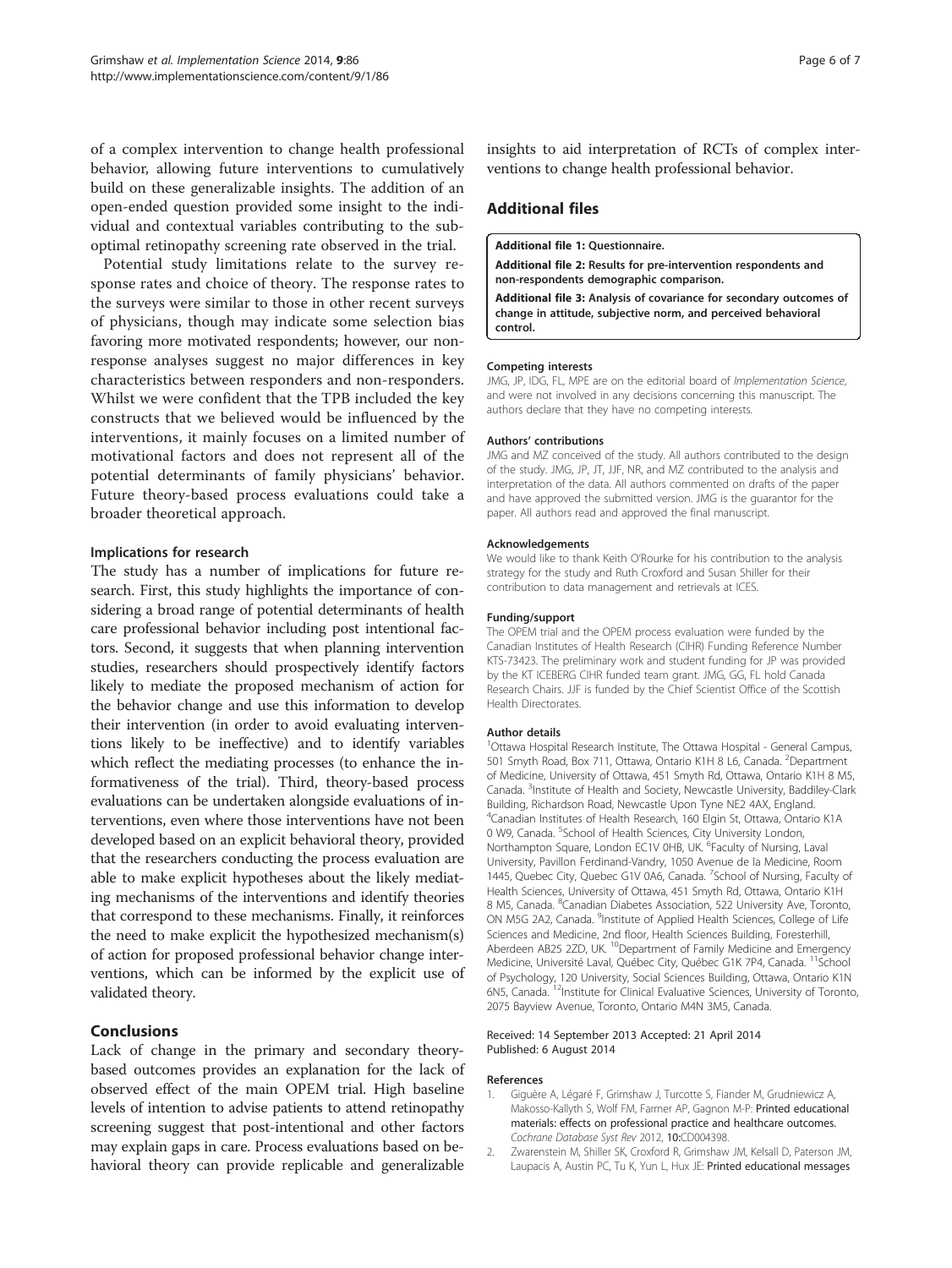of a complex intervention to change health professional behavior, allowing future interventions to cumulatively build on these generalizable insights. The addition of an open-ended question provided some insight to the individual and contextual variables contributing to the sub-optimal retinopathy screening rate observed in the trial.

Potential study limitations relate to the survey response rates and choice of theory. The response rates to the surveys were similar to those in other recent surveys of physicians, though may indicate some selection bias favoring more motivated respondents; however, our non-response analyses suggest no major differences in key characteristics between responders and non-responders. Whilst we were confident that the TPB included the key constructs that we believed would be influenced by the interventions, it mainly focuses on a limited number of motivational factors and does not represent all of the potential determinants of family physicians' behavior. Future theory-based process evaluations could take a broader theoretical approach.

### Implications for research

The study has a number of implications for future research. First, this study highlights the importance of considering a broad range of potential determinants of health care professional behavior including post intentional factors. Second, it suggests that when planning intervention studies, researchers should prospectively identify factors likely to mediate the proposed mechanism of action for the behavior change and use this information to develop their intervention (in order to avoid evaluating interventions likely to be ineffective) and to identify variables which reflect the mediating processes (to enhance the informativeness of the trial). Third, theory-based process evaluations can be undertaken alongside evaluations of interventions, even where those interventions have not been developed based on an explicit behavioral theory, provided that the researchers conducting the process evaluation are able to make explicit hypotheses about the likely mediating mechanisms of the interventions and identify theories that correspond to these mechanisms. Finally, it reinforces the need to make explicit the hypothesized mechanism(s) of action for proposed professional behavior change interventions, which can be informed by the explicit use of validated theory.

## Conclusions

Lack of change in the primary and secondary theory-based outcomes provides an explanation for the lack of observed effect of the main OPEM trial. High baseline levels of intention to advise patients to attend retinopathy screening suggest that post-intentional and other factors may explain gaps in care. Process evaluations based on behavioral theory can provide replicable and generalizable insights to aid interpretation of RCTs of complex interventions to change health professional behavior.

## Additional files

**Additional file 1: Questionnaire.**

**Additional file 2: Results for pre-intervention respondents and non-respondents demographic comparison.**

**Additional file 3: Analysis of covariance for secondary outcomes of change in attitude, subjective norm, and perceived behavioral control.**

#### Competing interests

JMG, JP, IDG, FL, MPE are on the editorial board of *Implementation Science*, and were not involved in any decisions concerning this manuscript. The authors declare that they have no competing interests.

#### Authors' contributions

JMG and MZ conceived of the study. All authors contributed to the design of the study. JMG, JP, JT, JJF, NR, and MZ contributed to the analysis and interpretation of the data. All authors commented on drafts of the paper and have approved the submitted version. JMG is the guarantor for the paper. All authors read and approved the final manuscript.

#### Acknowledgements

We would like to thank Keith O'Rourke for his contribution to the analysis strategy for the study and Ruth Croxford and Susan Shiller for their contribution to data management and retrievals at ICES.

#### Funding/support

The OPEM trial and the OPEM process evaluation were funded by the Canadian Institutes of Health Research (CIHR) Funding Reference Number KTS-73423. The preliminary work and student funding for JP was provided by the KT ICEBERG CIHR funded team grant. JMG, GG, FL hold Canada Research Chairs. JJF is funded by the Chief Scientist Office of the Scottish Health Directorates.

#### Author details

[1]Ottawa Hospital Research Institute, The Ottawa Hospital - General Campus, 501 Smyth Road, Box 711, Ottawa, Ontario K1H 8 L6, Canada. [2]Department of Medicine, University of Ottawa, 451 Smyth Rd, Ottawa, Ontario K1H 8 M5, Canada. [3]Institute of Health and Society, Newcastle University, Baddiley-Clark Building, Richardson Road, Newcastle Upon Tyne NE2 4AX, England. [4]Canadian Institutes of Health Research, 160 Elgin St, Ottawa, Ontario K1A 0 W9, Canada. [5]School of Health Sciences, City University London, Northampton Square, London EC1V 0HB, UK. [6]Faculty of Nursing, Laval University, Pavillon Ferdinand-Vandry, 1050 Avenue de la Medicine, Room 1445, Quebec City, Quebec G1V 0A6, Canada. [7]School of Nursing, Faculty of Health Sciences, University of Ottawa, 451 Smyth Rd, Ottawa, Ontario K1H 8 M5, Canada. [8]Canadian Diabetes Association, 522 University Ave, Toronto, ON M5G 2A2, Canada. [9]Institute of Applied Health Sciences, College of Life Sciences and Medicine, 2nd floor, Health Sciences Building, Foresterhill, Aberdeen AB25 2ZD, UK. [10]Department of Family Medicine and Emergency Medicine, Université Laval, Québec City, Québec G1K 7P4, Canada. [11]School of Psychology, 120 University, Social Sciences Building, Ottawa, Ontario K1N 6N5, Canada. [12]Institute for Clinical Evaluative Sciences, University of Toronto, 2075 Bayview Avenue, Toronto, Ontario M4N 3M5, Canada.

Received: 14 September 2013 Accepted: 21 April 2014
Published: 6 August 2014

#### References

1. Giguère A, Légaré F, Grimshaw J, Turcotte S, Fiander M, Grudniewicz A, Makosso-Kallyth S, Wolf FM, Farmer AP, Gagnon M-P: **Printed educational materials: effects on professional practice and healthcare outcomes.** *Cochrane Database Syst Rev* 2012, **10:**CD004398.
2. Zwarenstein M, Shiller SK, Croxford R, Grimshaw JM, Kelsall D, Paterson JM, Laupacis A, Austin PC, Tu K, Yun L, Hux JE: **Printed educational messages**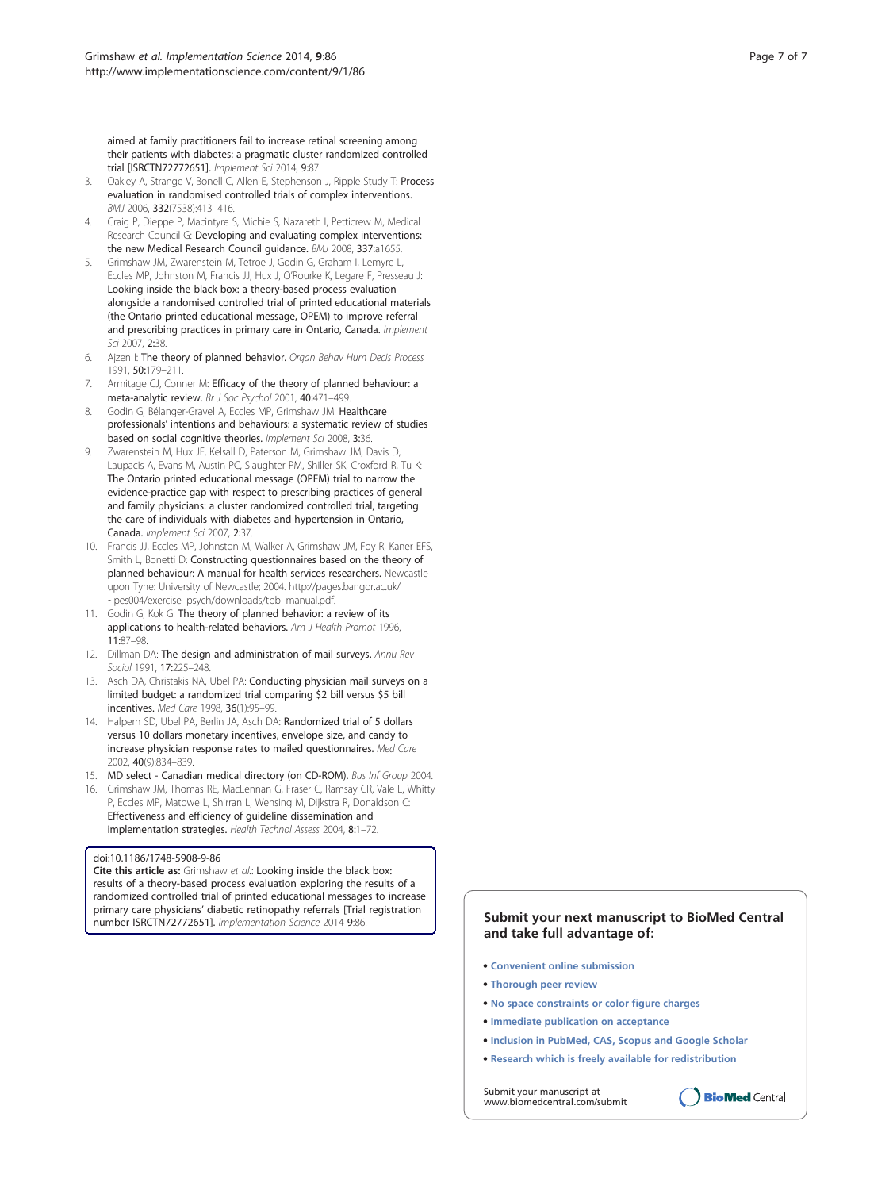aimed at family practitioners fail to increase retinal screening among their patients with diabetes: a pragmatic cluster randomized controlled trial [ISRCTN72772651]. *Implement Sci* 2014, **9**:87.

3. Oakley A, Strange V, Bonell C, Allen E, Stephenson J, Ripple Study T: **Process evaluation in randomised controlled trials of complex interventions.** *BMJ* 2006, **332**(7538):413–416.
4. Craig P, Dieppe P, Macintyre S, Michie S, Nazareth I, Petticrew M, Medical Research Council G: **Developing and evaluating complex interventions: the new Medical Research Council guidance.** *BMJ* 2008, **337**:a1655.
5. Grimshaw JM, Zwarenstein M, Tetroe J, Godin G, Graham I, Lemyre L, Eccles MP, Johnston M, Francis JJ, Hux J, O'Rourke K, Legare F, Presseau J: **Looking inside the black box: a theory-based process evaluation alongside a randomised controlled trial of printed educational materials (the Ontario printed educational message, OPEM) to improve referral and prescribing practices in primary care in Ontario, Canada.** *Implement Sci* 2007, **2**:38.
6. Ajzen I: **The theory of planned behavior.** *Organ Behav Hum Decis Process* 1991, **50**:179–211.
7. Armitage CJ, Conner M: **Efficacy of the theory of planned behaviour: a meta-analytic review.** *Br J Soc Psychol* 2001, **40**:471–499.
8. Godin G, Bélanger-Gravel A, Eccles MP, Grimshaw JM: **Healthcare professionals' intentions and behaviours: a systematic review of studies based on social cognitive theories.** *Implement Sci* 2008, **3**:36.
9. Zwarenstein M, Hux JE, Kelsall D, Paterson M, Grimshaw JM, Davis D, Laupacis A, Evans M, Austin PC, Slaughter PM, Shiller SK, Croxford R, Tu K: **The Ontario printed educational message (OPEM) trial to narrow the evidence-practice gap with respect to prescribing practices of general and family physicians: a cluster randomized controlled trial, targeting the care of individuals with diabetes and hypertension in Ontario, Canada.** *Implement Sci* 2007, **2**:37.
10. Francis JJ, Eccles MP, Johnston M, Walker A, Grimshaw JM, Foy R, Kaner EFS, Smith L, Bonetti D: **Constructing questionnaires based on the theory of planned behaviour: A manual for health services researchers.** Newcastle upon Tyne: University of Newcastle; 2004. http://pages.bangor.ac.uk/~pes004/exercise_psych/downloads/tpb_manual.pdf.
11. Godin G, Kok G: **The theory of planned behavior: a review of its applications to health-related behaviors.** *Am J Health Promot* 1996, **11**:87–98.
12. Dillman DA: **The design and administration of mail surveys.** *Annu Rev Sociol* 1991, **17**:225–248.
13. Asch DA, Christakis NA, Ubel PA: **Conducting physician mail surveys on a limited budget: a randomized trial comparing $2 bill versus $5 bill incentives.** *Med Care* 1998, **36**(1):95–99.
14. Halpern SD, Ubel PA, Berlin JA, Asch DA: **Randomized trial of 5 dollars versus 10 dollars monetary incentives, envelope size, and candy to increase physician response rates to mailed questionnaires.** *Med Care* 2002, **40**(9):834–839.
15. **MD select - Canadian medical directory (on CD-ROM).** *Bus Inf Group* 2004.
16. Grimshaw JM, Thomas RE, MacLennan G, Fraser C, Ramsay CR, Vale L, Whitty P, Eccles MP, Matowe L, Shirran L, Wensing M, Dijkstra R, Donaldson C: **Effectiveness and efficiency of guideline dissemination and implementation strategies.** *Health Technol Assess* 2004, **8**:1–72.

doi:10.1186/1748-5908-9-86
**Cite this article as:** Grimshaw *et al.*: Looking inside the black box: results of a theory-based process evaluation exploring the results of a randomized controlled trial of printed educational messages to increase primary care physicians' diabetic retinopathy referrals [Trial registration number ISRCTN72772651]. *Implementation Science* 2014 **9**:86.

**Submit your next manuscript to BioMed Central and take full advantage of:**

- **Convenient online submission**
- **Thorough peer review**
- **No space constraints or color figure charges**
- **Immediate publication on acceptance**
- **Inclusion in PubMed, CAS, Scopus and Google Scholar**
- **Research which is freely available for redistribution**

Submit your manuscript at
www.biomedcentral.com/submit

BioMed Central